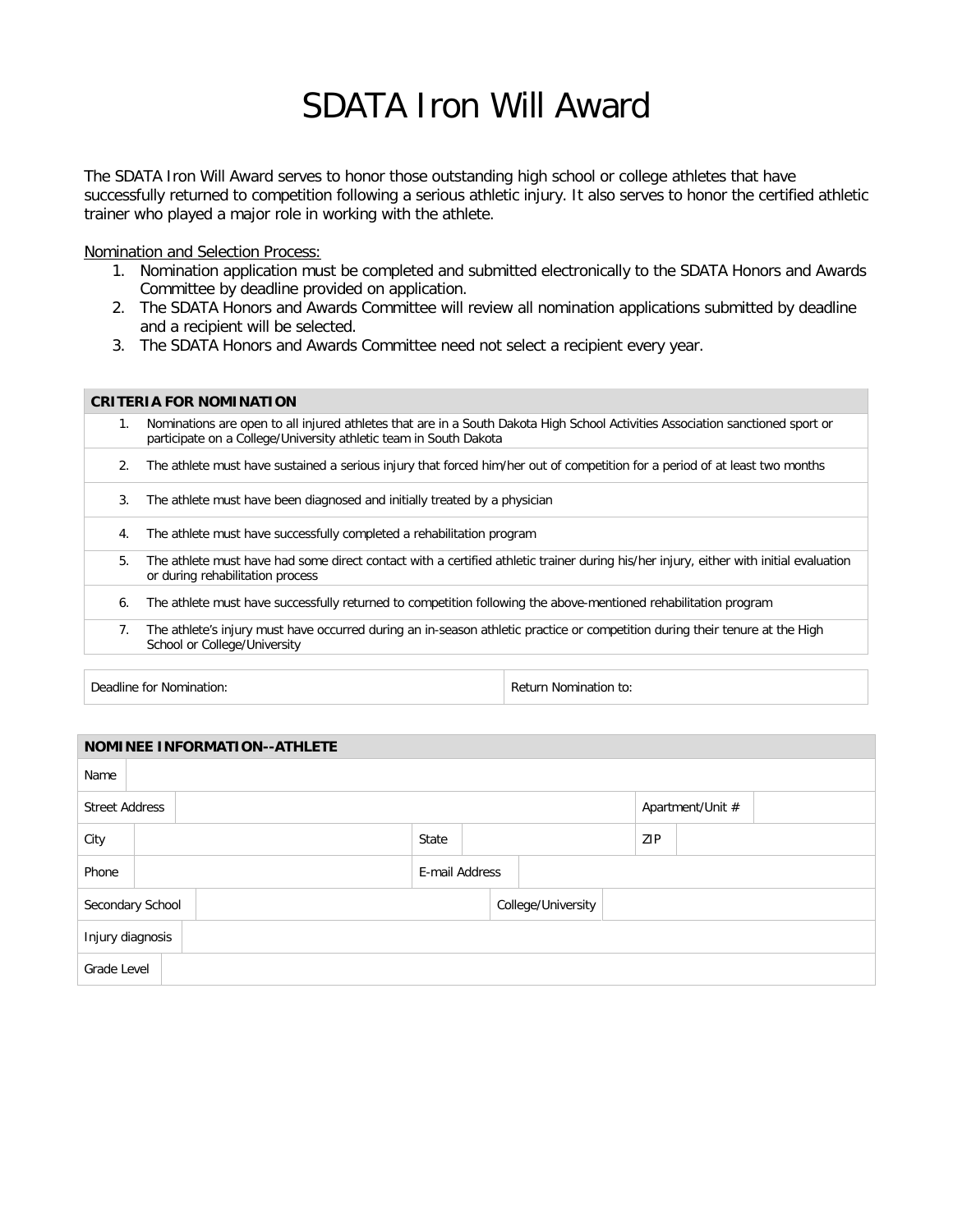# SDATA Iron Will Award

The SDATA Iron Will Award serves to honor those outstanding high school or college athletes that have successfully returned to competition following a serious athletic injury. It also serves to honor the certified athletic trainer who played a major role in working with the athlete.

Nomination and Selection Process:

1. Nomination application must be completed and submitted electronically to the SDATA Honors and Awards Committee by deadline provided on application.
2. The SDATA Honors and Awards Committee will review all nomination applications submitted by deadline and a recipient will be selected.
3. The SDATA Honors and Awards Committee need not select a recipient every year.

| **CRITERIA FOR NOMINATION** | |
|---|---|
| 1. | Nominations are open to all injured athletes that are in a South Dakota High School Activities Association sanctioned sport or participate on a College/University athletic team in South Dakota |
| 2. | The athlete must have sustained a serious injury that forced him/her out of competition for a period of at least two months |
| 3. | The athlete must have been diagnosed and initially treated by a physician |
| 4. | The athlete must have successfully completed a rehabilitation program |
| 5. | The athlete must have had some direct contact with a certified athletic trainer during his/her injury, either with initial evaluation or during rehabilitation process |
| 6. | The athlete must have successfully returned to competition following the above-mentioned rehabilitation program |
| 7. | The athlete's injury must have occurred during an in-season athletic practice or competition during their tenure at the High School or College/University |

| Deadline for Nomination: | Return Nomination to: |
|---|---|

| **NOMINEE INFORMATION--ATHLETE** | | | | | |
|---|---|---|---|---|---|
| Name | | | | | |
| Street Address | | | | Apartment/Unit # | |
| City | | State | | ZIP | |
| Phone | | E-mail Address | | | |
| Secondary School | | College/University | | | |
| Injury diagnosis | | | | | |
| Grade Level | | | | | |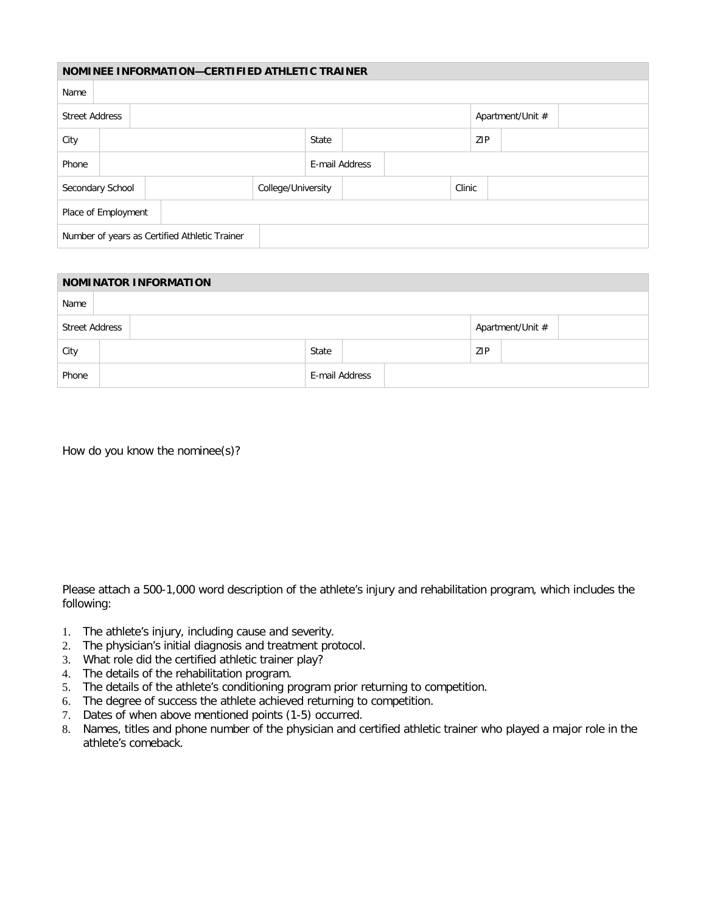| NOMINEE INFORMATION—CERTIFIED ATHLETIC TRAINER | | | | | |
|---|---|---|---|---|---|
| Name | | | | | |
| Street Address | | | | Apartment/Unit # | |
| City | | State | | ZIP | |
| Phone | | E-mail Address | | | |
| Secondary School | | College/University | | Clinic | |
| Place of Employment | | | | | |
| Number of years as Certified Athletic Trainer | | | | | |

| NOMINATOR INFORMATION | | | | | |
|---|---|---|---|---|---|
| Name | | | | | |
| Street Address | | | | Apartment/Unit # | |
| City | | State | | ZIP | |
| Phone | | E-mail Address | | | |

How do you know the nominee(s)?

Please attach a 500-1,000 word description of the athlete's injury and rehabilitation program, which includes the following:

1. The athlete's injury, including cause and severity.
2. The physician's initial diagnosis and treatment protocol.
3. What role did the certified athletic trainer play?
4. The details of the rehabilitation program.
5. The details of the athlete's conditioning program prior returning to competition.
6. The degree of success the athlete achieved returning to competition.
7. Dates of when above mentioned points (1-5) occurred.
8. Names, titles and phone number of the physician and certified athletic trainer who played a major role in the athlete's comeback.